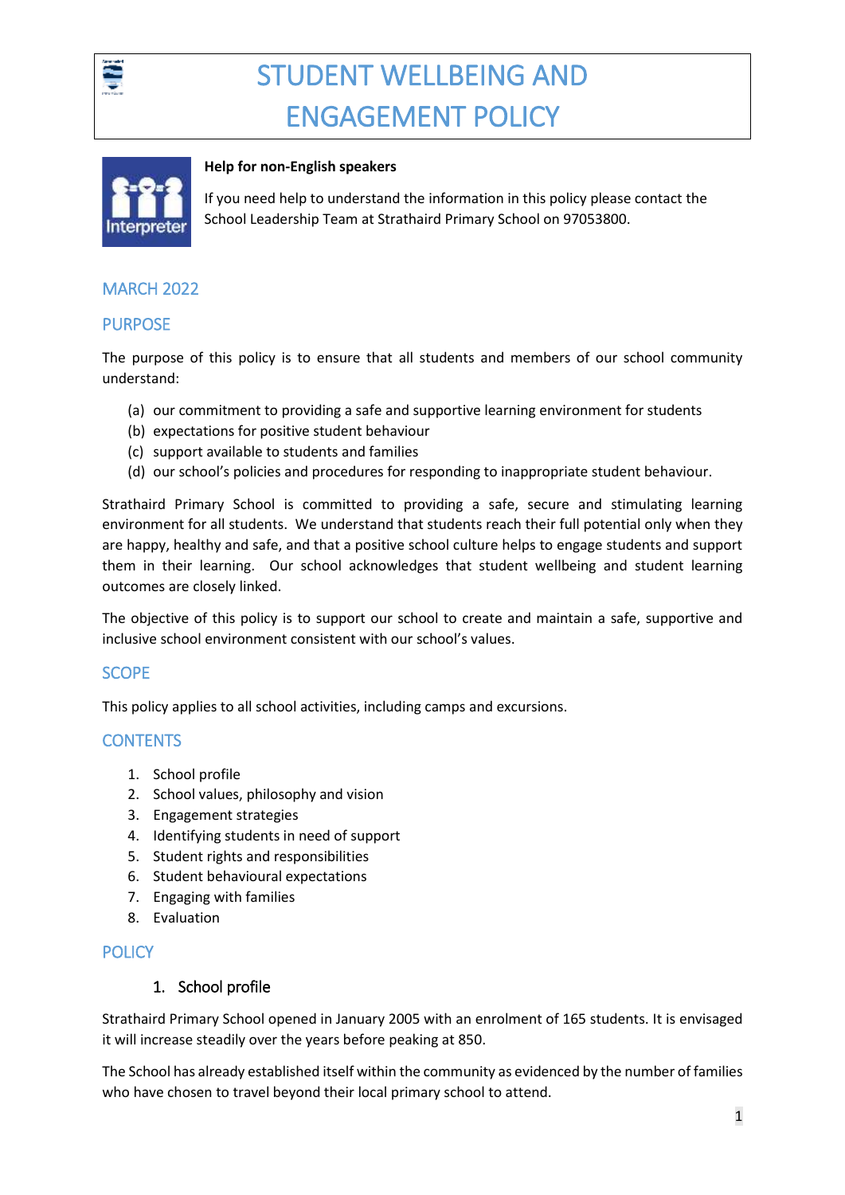# STUDENT WELLBEING AND ENGAGEMENT POLICY

**Help for non-English speakers**

If you need help to understand the information in this policy please contact the School Leadership Team at Strathaird Primary School on 97053800.

## MARCH 2022

## PURPOSE

The purpose of this policy is to ensure that all students and members of our school community understand:

(a) our commitment to providing a safe and supportive learning environment for students
(b) expectations for positive student behaviour
(c) support available to students and families
(d) our school's policies and procedures for responding to inappropriate student behaviour.

Strathaird Primary School is committed to providing a safe, secure and stimulating learning environment for all students. We understand that students reach their full potential only when they are happy, healthy and safe, and that a positive school culture helps to engage students and support them in their learning. Our school acknowledges that student wellbeing and student learning outcomes are closely linked.

The objective of this policy is to support our school to create and maintain a safe, supportive and inclusive school environment consistent with our school's values.

## SCOPE

This policy applies to all school activities, including camps and excursions.

## CONTENTS

1. School profile
2. School values, philosophy and vision
3. Engagement strategies
4. Identifying students in need of support
5. Student rights and responsibilities
6. Student behavioural expectations
7. Engaging with families
8. Evaluation

## POLICY

### 1. School profile

Strathaird Primary School opened in January 2005 with an enrolment of 165 students. It is envisaged it will increase steadily over the years before peaking at 850.

The School has already established itself within the community as evidenced by the number of families who have chosen to travel beyond their local primary school to attend.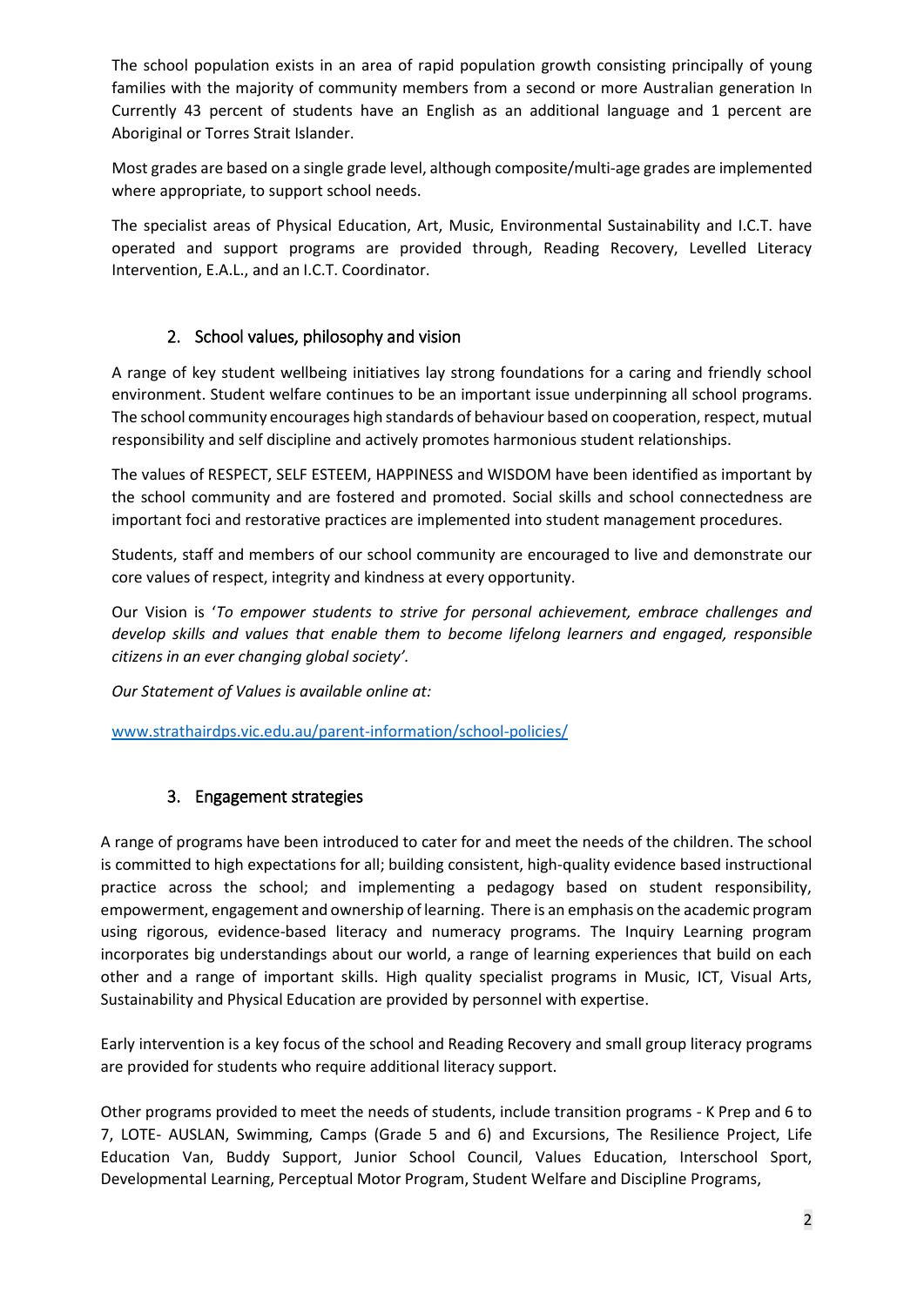The school population exists in an area of rapid population growth consisting principally of young families with the majority of community members from a second or more Australian generation In Currently 43 percent of students have an English as an additional language and 1 percent are Aboriginal or Torres Strait Islander.

Most grades are based on a single grade level, although composite/multi-age grades are implemented where appropriate, to support school needs.

The specialist areas of Physical Education, Art, Music, Environmental Sustainability and I.C.T. have operated and support programs are provided through, Reading Recovery, Levelled Literacy Intervention, E.A.L., and an I.C.T. Coordinator.

## 2. School values, philosophy and vision

A range of key student wellbeing initiatives lay strong foundations for a caring and friendly school environment. Student welfare continues to be an important issue underpinning all school programs. The school community encourages high standards of behaviour based on cooperation, respect, mutual responsibility and self discipline and actively promotes harmonious student relationships.

The values of RESPECT, SELF ESTEEM, HAPPINESS and WISDOM have been identified as important by the school community and are fostered and promoted. Social skills and school connectedness are important foci and restorative practices are implemented into student management procedures.

Students, staff and members of our school community are encouraged to live and demonstrate our core values of respect, integrity and kindness at every opportunity.

Our Vision is '*To empower students to strive for personal achievement, embrace challenges and develop skills and values that enable them to become lifelong learners and engaged, responsible citizens in an ever changing global society'.*

*Our Statement of Values is available online at:*

[www.strathairdps.vic.edu.au/parent-information/school-policies/](www.strathairdps.vic.edu.au/parent-information/school-policies/)

## 3. Engagement strategies

A range of programs have been introduced to cater for and meet the needs of the children. The school is committed to high expectations for all; building consistent, high-quality evidence based instructional practice across the school; and implementing a pedagogy based on student responsibility, empowerment, engagement and ownership of learning. There is an emphasis on the academic program using rigorous, evidence-based literacy and numeracy programs. The Inquiry Learning program incorporates big understandings about our world, a range of learning experiences that build on each other and a range of important skills. High quality specialist programs in Music, ICT, Visual Arts, Sustainability and Physical Education are provided by personnel with expertise.

Early intervention is a key focus of the school and Reading Recovery and small group literacy programs are provided for students who require additional literacy support.

Other programs provided to meet the needs of students, include transition programs - K Prep and 6 to 7, LOTE- AUSLAN, Swimming, Camps (Grade 5 and 6) and Excursions, The Resilience Project, Life Education Van, Buddy Support, Junior School Council, Values Education, Interschool Sport, Developmental Learning, Perceptual Motor Program, Student Welfare and Discipline Programs,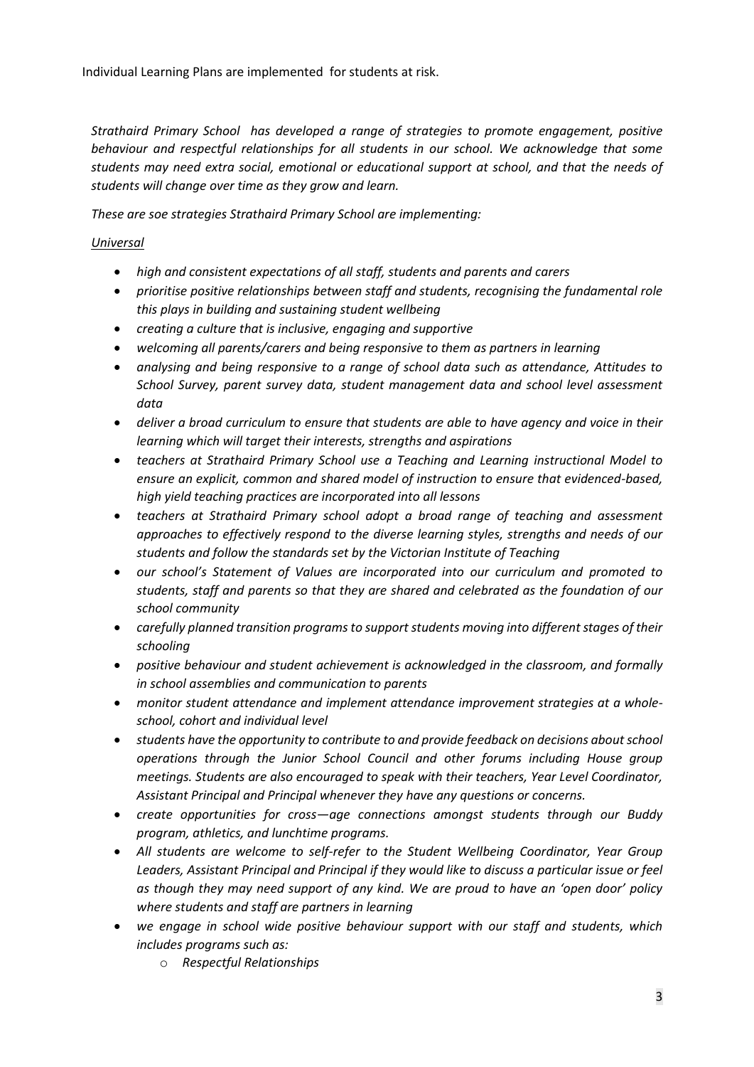Individual Learning Plans are implemented for students at risk.

*Strathaird Primary School has developed a range of strategies to promote engagement, positive behaviour and respectful relationships for all students in our school. We acknowledge that some students may need extra social, emotional or educational support at school, and that the needs of students will change over time as they grow and learn.*

*These are soe strategies Strathaird Primary School are implementing:*

*Universal*

- *high and consistent expectations of all staff, students and parents and carers*
- *prioritise positive relationships between staff and students, recognising the fundamental role this plays in building and sustaining student wellbeing*
- *creating a culture that is inclusive, engaging and supportive*
- *welcoming all parents/carers and being responsive to them as partners in learning*
- *analysing and being responsive to a range of school data such as attendance, Attitudes to School Survey, parent survey data, student management data and school level assessment data*
- *deliver a broad curriculum to ensure that students are able to have agency and voice in their learning which will target their interests, strengths and aspirations*
- *teachers at Strathaird Primary School use a Teaching and Learning instructional Model to ensure an explicit, common and shared model of instruction to ensure that evidenced-based, high yield teaching practices are incorporated into all lessons*
- *teachers at Strathaird Primary school adopt a broad range of teaching and assessment approaches to effectively respond to the diverse learning styles, strengths and needs of our students and follow the standards set by the Victorian Institute of Teaching*
- *our school's Statement of Values are incorporated into our curriculum and promoted to students, staff and parents so that they are shared and celebrated as the foundation of our school community*
- *carefully planned transition programs to support students moving into different stages of their schooling*
- *positive behaviour and student achievement is acknowledged in the classroom, and formally in school assemblies and communication to parents*
- *monitor student attendance and implement attendance improvement strategies at a whole-school, cohort and individual level*
- *students have the opportunity to contribute to and provide feedback on decisions about school operations through the Junior School Council and other forums including House group meetings. Students are also encouraged to speak with their teachers, Year Level Coordinator, Assistant Principal and Principal whenever they have any questions or concerns.*
- *create opportunities for cross—age connections amongst students through our Buddy program, athletics, and lunchtime programs.*
- *All students are welcome to self-refer to the Student Wellbeing Coordinator, Year Group Leaders, Assistant Principal and Principal if they would like to discuss a particular issue or feel as though they may need support of any kind. We are proud to have an 'open door' policy where students and staff are partners in learning*
- *we engage in school wide positive behaviour support with our staff and students, which includes programs such as:*
  - *Respectful Relationships*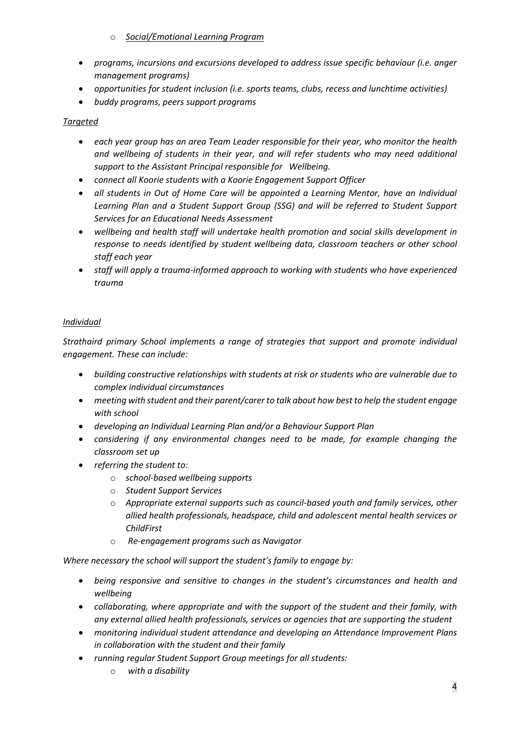- *Social/Emotional Learning Program*
- *programs, incursions and excursions developed to address issue specific behaviour (i.e. anger management programs)*
- *opportunities for student inclusion (i.e. sports teams, clubs, recess and lunchtime activities)*
- *buddy programs, peers support programs*

*Targeted*

- *each year group has an area Team Leader responsible for their year, who monitor the health and wellbeing of students in their year, and will refer students who may need additional support to the Assistant Principal responsible for Wellbeing.*
- *connect all Koorie students with a Koorie Engagement Support Officer*
- *all students in Out of Home Care will be appointed a Learning Mentor, have an Individual Learning Plan and a Student Support Group (SSG) and will be referred to Student Support Services for an Educational Needs Assessment*
- *wellbeing and health staff will undertake health promotion and social skills development in response to needs identified by student wellbeing data, classroom teachers or other school staff each year*
- *staff will apply a trauma-informed approach to working with students who have experienced trauma*

*Individual*

*Strathaird primary School implements a range of strategies that support and promote individual engagement. These can include:*

- *building constructive relationships with students at risk or students who are vulnerable due to complex individual circumstances*
- *meeting with student and their parent/carer to talk about how best to help the student engage with school*
- *developing an Individual Learning Plan and/or a Behaviour Support Plan*
- *considering if any environmental changes need to be made, for example changing the classroom set up*
- *referring the student to:*
  - *school-based wellbeing supports*
  - *Student Support Services*
  - *Appropriate external supports such as council-based youth and family services, other allied health professionals, headspace, child and adolescent mental health services or ChildFirst*
  - *Re-engagement programs such as Navigator*

*Where necessary the school will support the student's family to engage by:*

- *being responsive and sensitive to changes in the student's circumstances and health and wellbeing*
- *collaborating, where appropriate and with the support of the student and their family, with any external allied health professionals, services or agencies that are supporting the student*
- *monitoring individual student attendance and developing an Attendance Improvement Plans in collaboration with the student and their family*
- *running regular Student Support Group meetings for all students:*
  - *with a disability*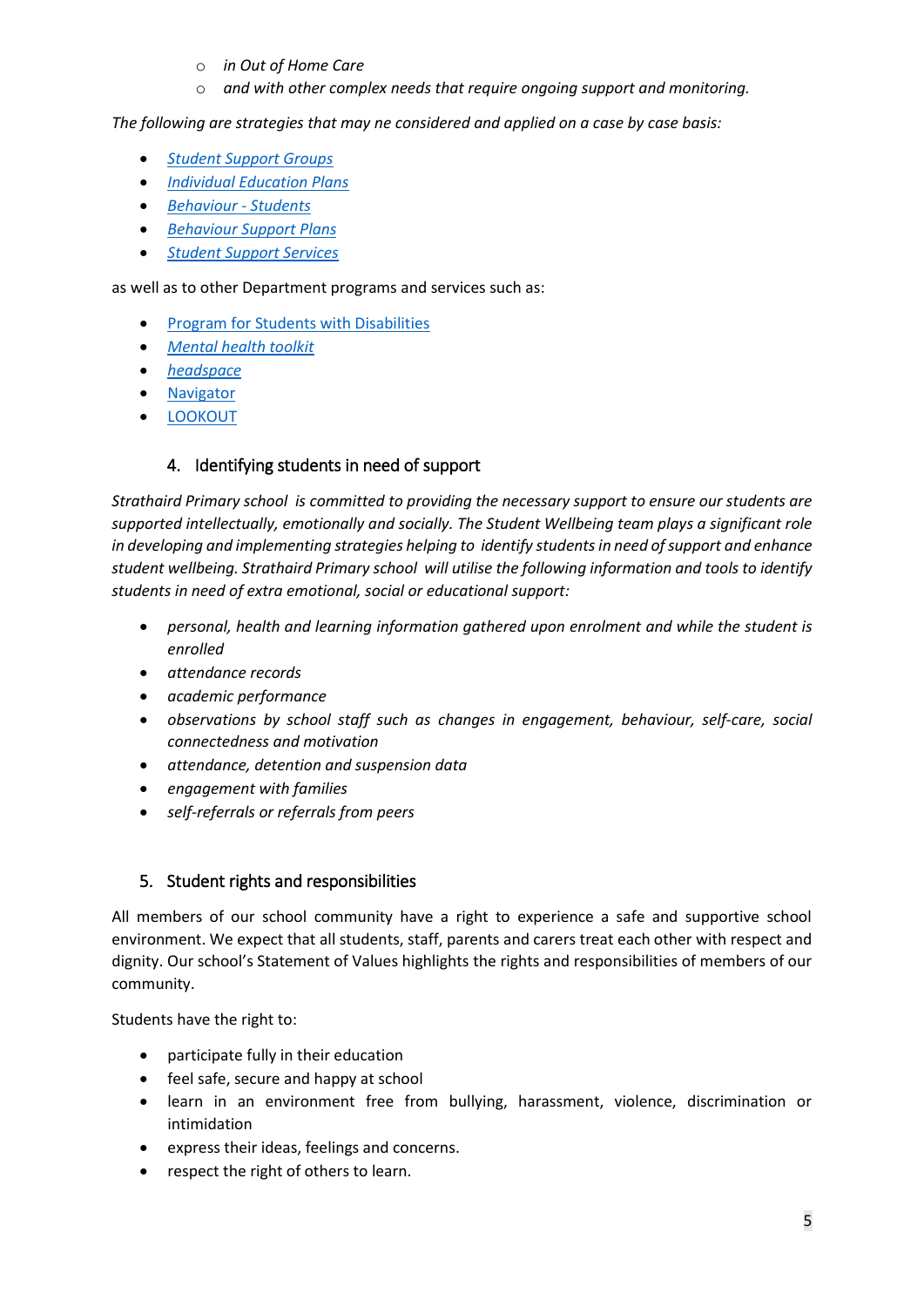- *in Out of Home Care*
- *and with other complex needs that require ongoing support and monitoring.*

*The following are strategies that may ne considered and applied on a case by case basis:*

- *Student Support Groups*
- *Individual Education Plans*
- *Behaviour - Students*
- *Behaviour Support Plans*
- *Student Support Services*

as well as to other Department programs and services such as:

- Program for Students with Disabilities
- *Mental health toolkit*
- *headspace*
- Navigator
- LOOKOUT

## 4. Identifying students in need of support

*Strathaird Primary school is committed to providing the necessary support to ensure our students are supported intellectually, emotionally and socially. The Student Wellbeing team plays a significant role in developing and implementing strategies helping to identify students in need of support and enhance student wellbeing. Strathaird Primary school will utilise the following information and tools to identify students in need of extra emotional, social or educational support:*

- *personal, health and learning information gathered upon enrolment and while the student is enrolled*
- *attendance records*
- *academic performance*
- *observations by school staff such as changes in engagement, behaviour, self-care, social connectedness and motivation*
- *attendance, detention and suspension data*
- *engagement with families*
- *self-referrals or referrals from peers*

## 5. Student rights and responsibilities

All members of our school community have a right to experience a safe and supportive school environment. We expect that all students, staff, parents and carers treat each other with respect and dignity. Our school's Statement of Values highlights the rights and responsibilities of members of our community.

Students have the right to:

- participate fully in their education
- feel safe, secure and happy at school
- learn in an environment free from bullying, harassment, violence, discrimination or intimidation
- express their ideas, feelings and concerns.
- respect the right of others to learn.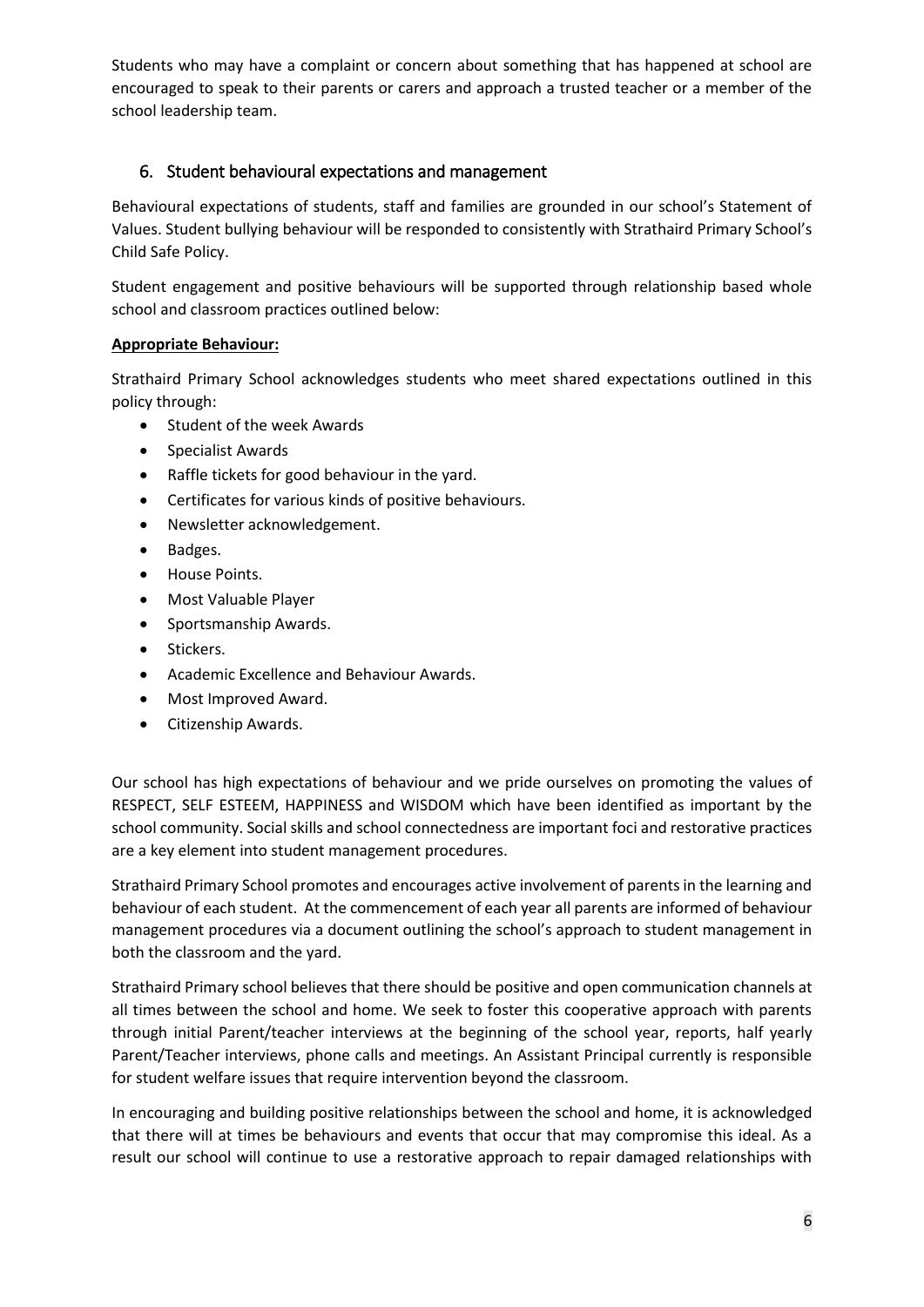Students who may have a complaint or concern about something that has happened at school are encouraged to speak to their parents or carers and approach a trusted teacher or a member of the school leadership team.

## 6. Student behavioural expectations and management

Behavioural expectations of students, staff and families are grounded in our school's Statement of Values. Student bullying behaviour will be responded to consistently with Strathaird Primary School's Child Safe Policy.

Student engagement and positive behaviours will be supported through relationship based whole school and classroom practices outlined below:

**Appropriate Behaviour:**

Strathaird Primary School acknowledges students who meet shared expectations outlined in this policy through:

- Student of the week Awards
- Specialist Awards
- Raffle tickets for good behaviour in the yard.
- Certificates for various kinds of positive behaviours.
- Newsletter acknowledgement.
- Badges.
- House Points.
- Most Valuable Player
- Sportsmanship Awards.
- Stickers.
- Academic Excellence and Behaviour Awards.
- Most Improved Award.
- Citizenship Awards.

Our school has high expectations of behaviour and we pride ourselves on promoting the values of RESPECT, SELF ESTEEM, HAPPINESS and WISDOM which have been identified as important by the school community. Social skills and school connectedness are important foci and restorative practices are a key element into student management procedures.

Strathaird Primary School promotes and encourages active involvement of parents in the learning and behaviour of each student. At the commencement of each year all parents are informed of behaviour management procedures via a document outlining the school's approach to student management in both the classroom and the yard.

Strathaird Primary school believes that there should be positive and open communication channels at all times between the school and home. We seek to foster this cooperative approach with parents through initial Parent/teacher interviews at the beginning of the school year, reports, half yearly Parent/Teacher interviews, phone calls and meetings. An Assistant Principal currently is responsible for student welfare issues that require intervention beyond the classroom.

In encouraging and building positive relationships between the school and home, it is acknowledged that there will at times be behaviours and events that occur that may compromise this ideal. As a result our school will continue to use a restorative approach to repair damaged relationships with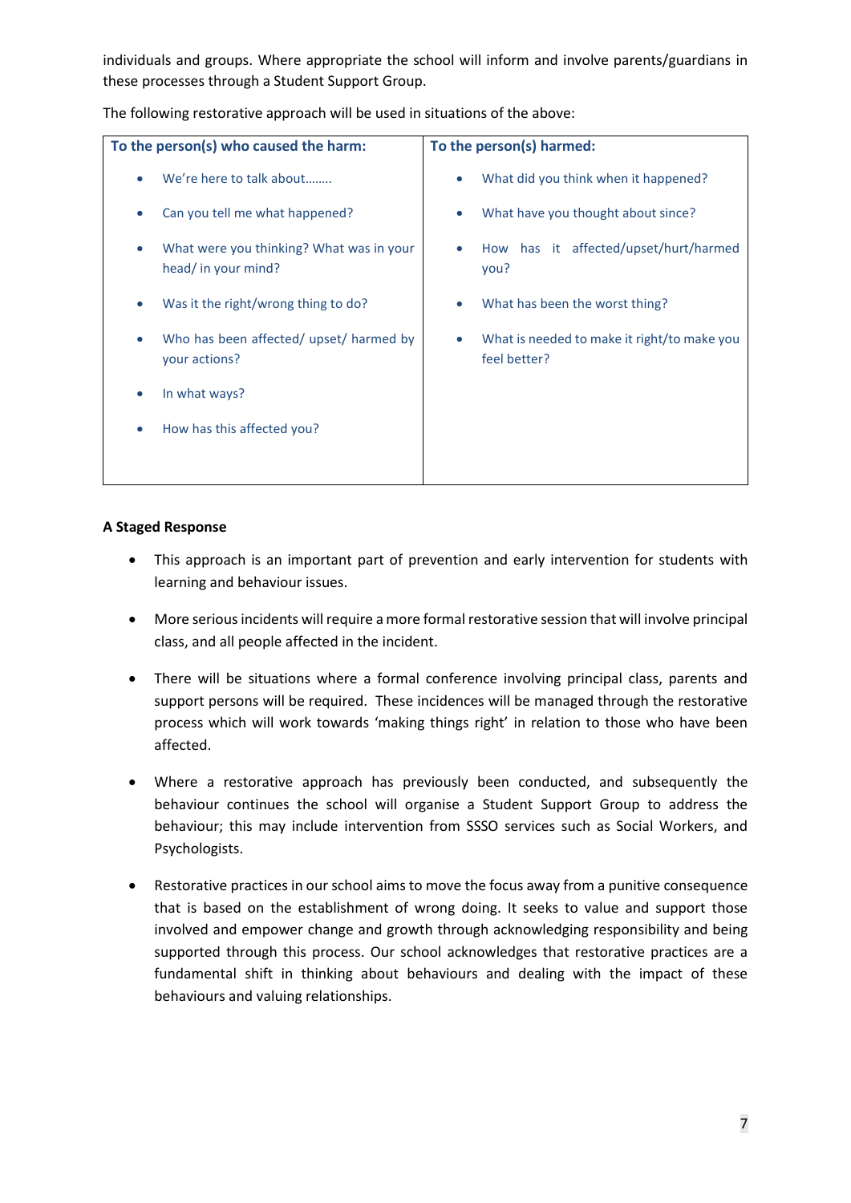individuals and groups. Where appropriate the school will inform and involve parents/guardians in these processes through a Student Support Group.

The following restorative approach will be used in situations of the above:

| To the person(s) who caused the harm: | To the person(s) harmed: |
|---|---|
| • We're here to talk about……..<br>• Can you tell me what happened?<br>• What were you thinking? What was in your head/ in your mind?<br>• Was it the right/wrong thing to do?<br>• Who has been affected/ upset/ harmed by your actions?<br>• In what ways?<br>• How has this affected you? | • What did you think when it happened?<br>• What have you thought about since?<br>• How has it affected/upset/hurt/harmed you?<br>• What has been the worst thing?<br>• What is needed to make it right/to make you feel better? |

**A Staged Response**

- This approach is an important part of prevention and early intervention for students with learning and behaviour issues.
- More serious incidents will require a more formal restorative session that will involve principal class, and all people affected in the incident.
- There will be situations where a formal conference involving principal class, parents and support persons will be required. These incidences will be managed through the restorative process which will work towards 'making things right' in relation to those who have been affected.
- Where a restorative approach has previously been conducted, and subsequently the behaviour continues the school will organise a Student Support Group to address the behaviour; this may include intervention from SSSO services such as Social Workers, and Psychologists.
- Restorative practices in our school aims to move the focus away from a punitive consequence that is based on the establishment of wrong doing. It seeks to value and support those involved and empower change and growth through acknowledging responsibility and being supported through this process. Our school acknowledges that restorative practices are a fundamental shift in thinking about behaviours and dealing with the impact of these behaviours and valuing relationships.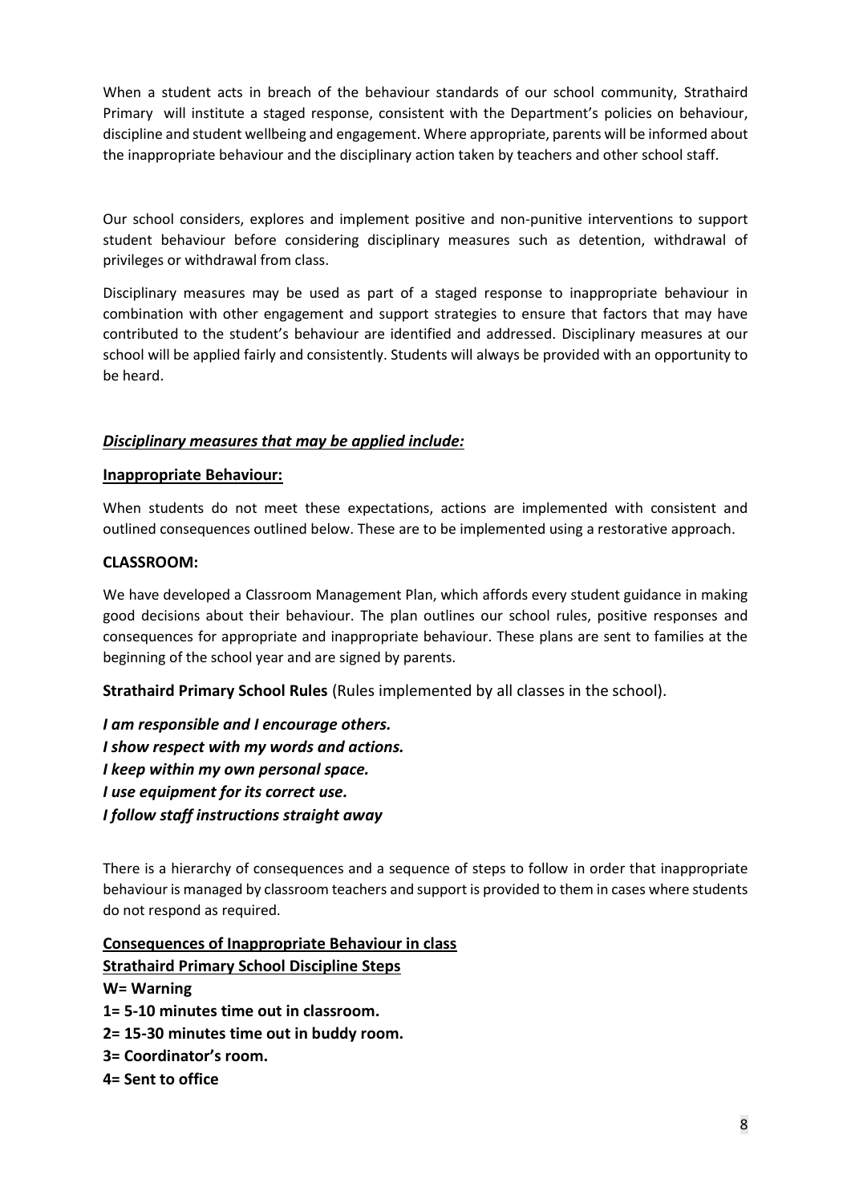When a student acts in breach of the behaviour standards of our school community, Strathaird Primary will institute a staged response, consistent with the Department's policies on behaviour, discipline and student wellbeing and engagement. Where appropriate, parents will be informed about the inappropriate behaviour and the disciplinary action taken by teachers and other school staff.

Our school considers, explores and implement positive and non-punitive interventions to support student behaviour before considering disciplinary measures such as detention, withdrawal of privileges or withdrawal from class.

Disciplinary measures may be used as part of a staged response to inappropriate behaviour in combination with other engagement and support strategies to ensure that factors that may have contributed to the student's behaviour are identified and addressed. Disciplinary measures at our school will be applied fairly and consistently. Students will always be provided with an opportunity to be heard.

### ***Disciplinary measures that may be applied include:***

**Inappropriate Behaviour:**

When students do not meet these expectations, actions are implemented with consistent and outlined consequences outlined below. These are to be implemented using a restorative approach.

**CLASSROOM:**

We have developed a Classroom Management Plan, which affords every student guidance in making good decisions about their behaviour. The plan outlines our school rules, positive responses and consequences for appropriate and inappropriate behaviour. These plans are sent to families at the beginning of the school year and are signed by parents.

**Strathaird Primary School Rules** (Rules implemented by all classes in the school).

***I am responsible and I encourage others.***
***I show respect with my words and actions.***
***I keep within my own personal space.***
***I use equipment for its correct use.***
***I follow staff instructions straight away***

There is a hierarchy of consequences and a sequence of steps to follow in order that inappropriate behaviour is managed by classroom teachers and support is provided to them in cases where students do not respond as required.

**Consequences of Inappropriate Behaviour in class**
**Strathaird Primary School Discipline Steps**

**W= Warning**
**1= 5-10 minutes time out in classroom.**
**2= 15-30 minutes time out in buddy room.**
**3= Coordinator's room.**
**4= Sent to office**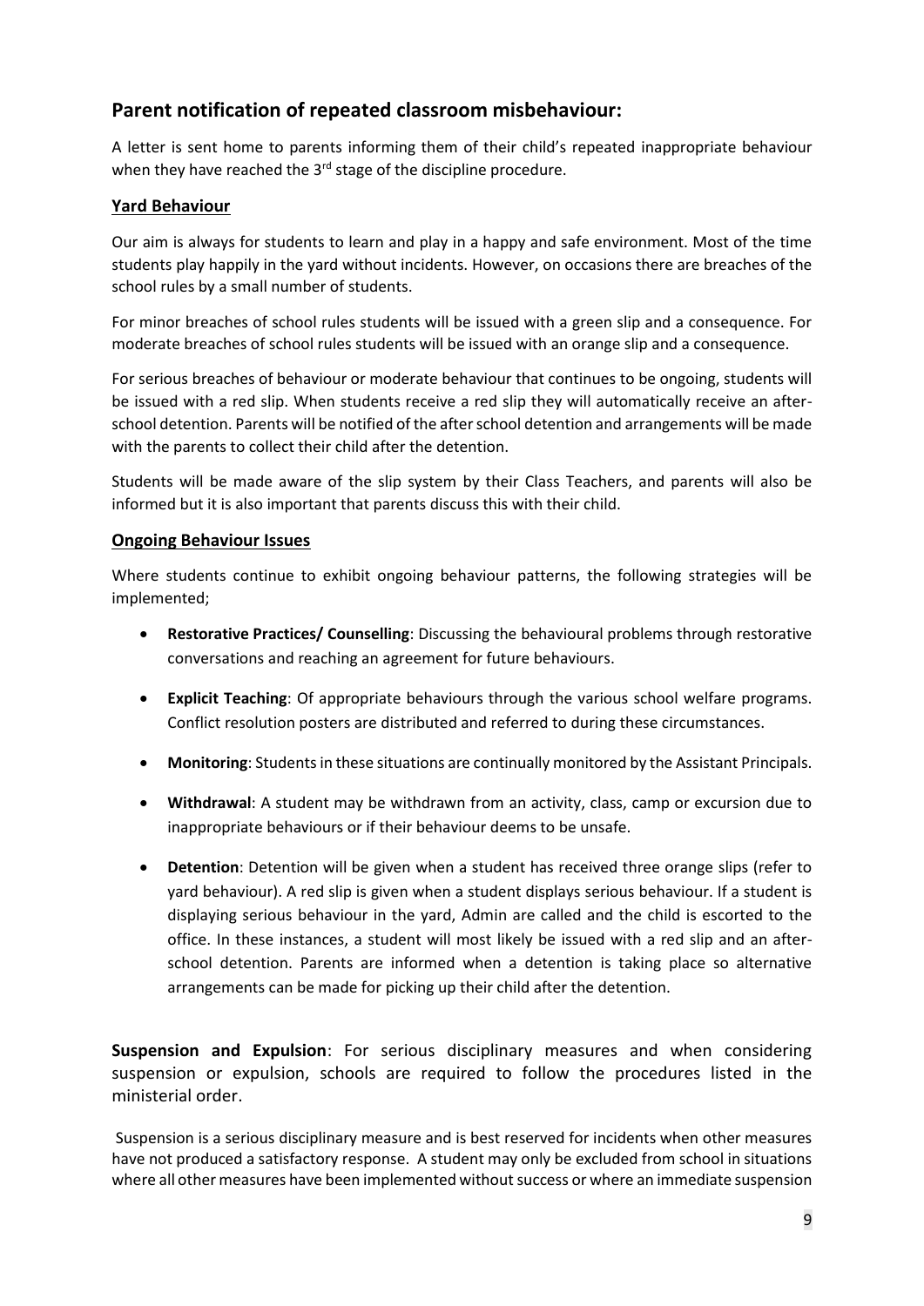## Parent notification of repeated classroom misbehaviour:

A letter is sent home to parents informing them of their child's repeated inappropriate behaviour when they have reached the 3rd stage of the discipline procedure.

### Yard Behaviour

Our aim is always for students to learn and play in a happy and safe environment. Most of the time students play happily in the yard without incidents. However, on occasions there are breaches of the school rules by a small number of students.

For minor breaches of school rules students will be issued with a green slip and a consequence. For moderate breaches of school rules students will be issued with an orange slip and a consequence.

For serious breaches of behaviour or moderate behaviour that continues to be ongoing, students will be issued with a red slip. When students receive a red slip they will automatically receive an after-school detention. Parents will be notified of the after school detention and arrangements will be made with the parents to collect their child after the detention.

Students will be made aware of the slip system by their Class Teachers, and parents will also be informed but it is also important that parents discuss this with their child.

### Ongoing Behaviour Issues

Where students continue to exhibit ongoing behaviour patterns, the following strategies will be implemented;

- **Restorative Practices/ Counselling**: Discussing the behavioural problems through restorative conversations and reaching an agreement for future behaviours.
- **Explicit Teaching**: Of appropriate behaviours through the various school welfare programs. Conflict resolution posters are distributed and referred to during these circumstances.
- **Monitoring**: Students in these situations are continually monitored by the Assistant Principals.
- **Withdrawal**: A student may be withdrawn from an activity, class, camp or excursion due to inappropriate behaviours or if their behaviour deems to be unsafe.
- **Detention**: Detention will be given when a student has received three orange slips (refer to yard behaviour). A red slip is given when a student displays serious behaviour. If a student is displaying serious behaviour in the yard, Admin are called and the child is escorted to the office. In these instances, a student will most likely be issued with a red slip and an after-school detention. Parents are informed when a detention is taking place so alternative arrangements can be made for picking up their child after the detention.

**Suspension and Expulsion**: For serious disciplinary measures and when considering suspension or expulsion, schools are required to follow the procedures listed in the ministerial order.

Suspension is a serious disciplinary measure and is best reserved for incidents when other measures have not produced a satisfactory response. A student may only be excluded from school in situations where all other measures have been implemented without success or where an immediate suspension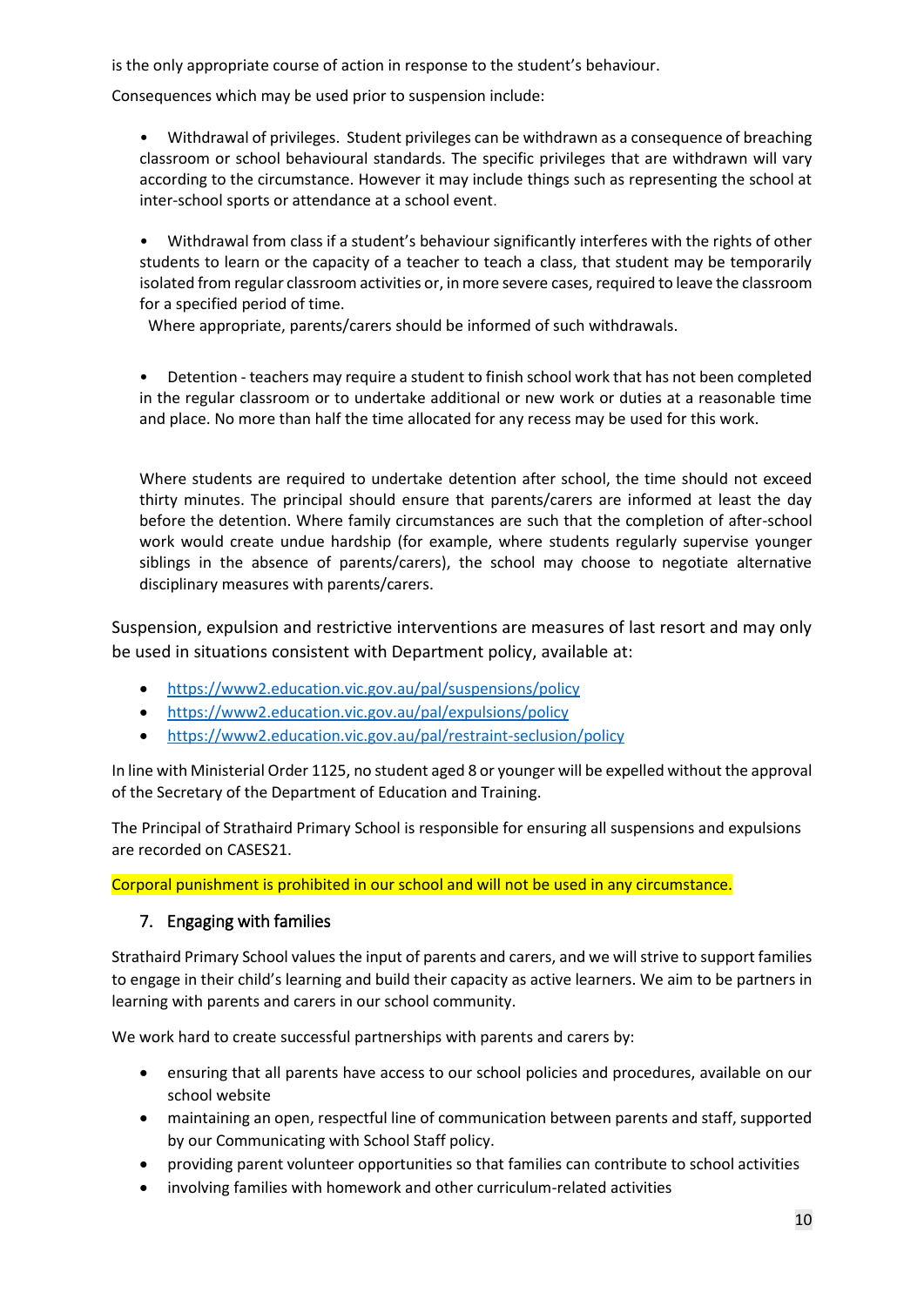is the only appropriate course of action in response to the student's behaviour.

Consequences which may be used prior to suspension include:

- Withdrawal of privileges. Student privileges can be withdrawn as a consequence of breaching classroom or school behavioural standards. The specific privileges that are withdrawn will vary according to the circumstance. However it may include things such as representing the school at inter-school sports or attendance at a school event.

- Withdrawal from class if a student's behaviour significantly interferes with the rights of other students to learn or the capacity of a teacher to teach a class, that student may be temporarily isolated from regular classroom activities or, in more severe cases, required to leave the classroom for a specified period of time.

  Where appropriate, parents/carers should be informed of such withdrawals.

- Detention - teachers may require a student to finish school work that has not been completed in the regular classroom or to undertake additional or new work or duties at a reasonable time and place. No more than half the time allocated for any recess may be used for this work.

  Where students are required to undertake detention after school, the time should not exceed thirty minutes. The principal should ensure that parents/carers are informed at least the day before the detention. Where family circumstances are such that the completion of after-school work would create undue hardship (for example, where students regularly supervise younger siblings in the absence of parents/carers), the school may choose to negotiate alternative disciplinary measures with parents/carers.

Suspension, expulsion and restrictive interventions are measures of last resort and may only be used in situations consistent with Department policy, available at:

- https://www2.education.vic.gov.au/pal/suspensions/policy
- https://www2.education.vic.gov.au/pal/expulsions/policy
- https://www2.education.vic.gov.au/pal/restraint-seclusion/policy

In line with Ministerial Order 1125, no student aged 8 or younger will be expelled without the approval of the Secretary of the Department of Education and Training.

The Principal of Strathaird Primary School is responsible for ensuring all suspensions and expulsions are recorded on CASES21.

Corporal punishment is prohibited in our school and will not be used in any circumstance.

## 7. Engaging with families

Strathaird Primary School values the input of parents and carers, and we will strive to support families to engage in their child's learning and build their capacity as active learners. We aim to be partners in learning with parents and carers in our school community.

We work hard to create successful partnerships with parents and carers by:

- ensuring that all parents have access to our school policies and procedures, available on our school website
- maintaining an open, respectful line of communication between parents and staff, supported by our Communicating with School Staff policy.
- providing parent volunteer opportunities so that families can contribute to school activities
- involving families with homework and other curriculum-related activities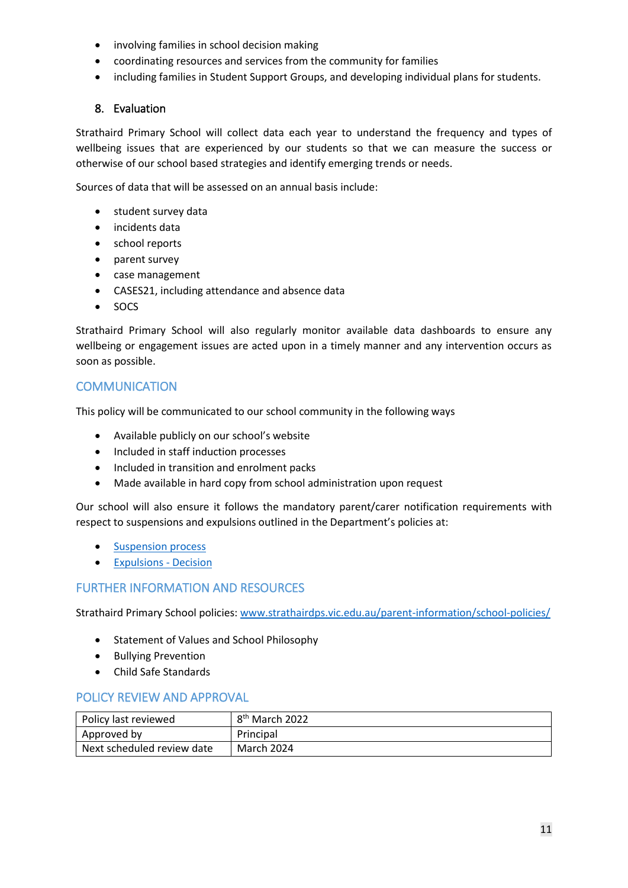- involving families in school decision making
- coordinating resources and services from the community for families
- including families in Student Support Groups, and developing individual plans for students.

### 8. Evaluation

Strathaird Primary School will collect data each year to understand the frequency and types of wellbeing issues that are experienced by our students so that we can measure the success or otherwise of our school based strategies and identify emerging trends or needs.

Sources of data that will be assessed on an annual basis include:

- student survey data
- incidents data
- school reports
- parent survey
- case management
- CASES21, including attendance and absence data
- SOCS

Strathaird Primary School will also regularly monitor available data dashboards to ensure any wellbeing or engagement issues are acted upon in a timely manner and any intervention occurs as soon as possible.

## COMMUNICATION

This policy will be communicated to our school community in the following ways

- Available publicly on our school's website
- Included in staff induction processes
- Included in transition and enrolment packs
- Made available in hard copy from school administration upon request

Our school will also ensure it follows the mandatory parent/carer notification requirements with respect to suspensions and expulsions outlined in the Department's policies at:

- Suspension process
- Expulsions - Decision

## FURTHER INFORMATION AND RESOURCES

Strathaird Primary School policies: www.strathairdps.vic.edu.au/parent-information/school-policies/

- Statement of Values and School Philosophy
- Bullying Prevention
- Child Safe Standards

## POLICY REVIEW AND APPROVAL

| | |
|---|---|
| Policy last reviewed | 8th March 2022 |
| Approved by | Principal |
| Next scheduled review date | March 2024 |